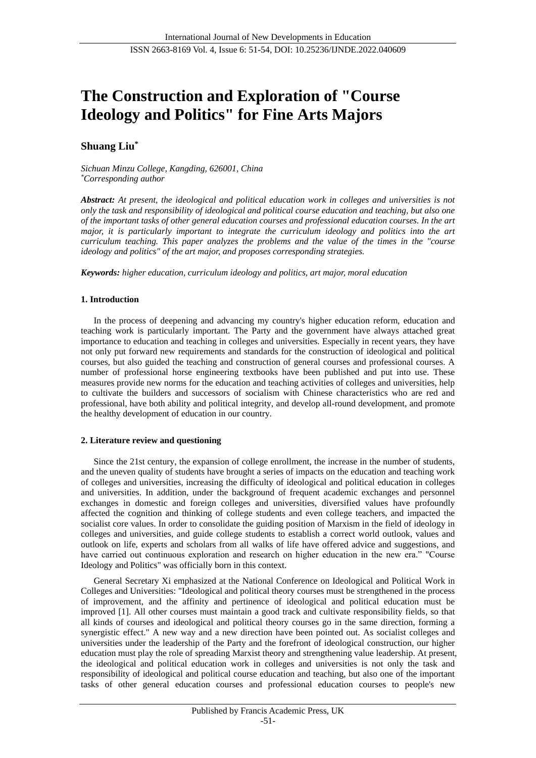# The Construction and Exploration of "Course Ideology and Politics" for Fine Arts Majors

**Shuang Liu***

*Sichuan Minzu College, Kangding, 626001, China*
**Corresponding author*

***Abstract:*** *At present, the ideological and political education work in colleges and universities is not only the task and responsibility of ideological and political course education and teaching, but also one of the important tasks of other general education courses and professional education courses. In the art major, it is particularly important to integrate the curriculum ideology and politics into the art curriculum teaching. This paper analyzes the problems and the value of the times in the "course ideology and politics" of the art major, and proposes corresponding strategies.*

***Keywords:*** *higher education, curriculum ideology and politics, art major, moral education*

## 1. Introduction

In the process of deepening and advancing my country's higher education reform, education and teaching work is particularly important. The Party and the government have always attached great importance to education and teaching in colleges and universities. Especially in recent years, they have not only put forward new requirements and standards for the construction of ideological and political courses, but also guided the teaching and construction of general courses and professional courses. A number of professional horse engineering textbooks have been published and put into use. These measures provide new norms for the education and teaching activities of colleges and universities, help to cultivate the builders and successors of socialism with Chinese characteristics who are red and professional, have both ability and political integrity, and develop all-round development, and promote the healthy development of education in our country.

## 2. Literature review and questioning

Since the 21st century, the expansion of college enrollment, the increase in the number of students, and the uneven quality of students have brought a series of impacts on the education and teaching work of colleges and universities, increasing the difficulty of ideological and political education in colleges and universities. In addition, under the background of frequent academic exchanges and personnel exchanges in domestic and foreign colleges and universities, diversified values have profoundly affected the cognition and thinking of college students and even college teachers, and impacted the socialist core values. In order to consolidate the guiding position of Marxism in the field of ideology in colleges and universities, and guide college students to establish a correct world outlook, values and outlook on life, experts and scholars from all walks of life have offered advice and suggestions, and have carried out continuous exploration and research on higher education in the new era." "Course Ideology and Politics" was officially born in this context.

General Secretary Xi emphasized at the National Conference on Ideological and Political Work in Colleges and Universities: "Ideological and political theory courses must be strengthened in the process of improvement, and the affinity and pertinence of ideological and political education must be improved [1]. All other courses must maintain a good track and cultivate responsibility fields, so that all kinds of courses and ideological and political theory courses go in the same direction, forming a synergistic effect." A new way and a new direction have been pointed out. As socialist colleges and universities under the leadership of the Party and the forefront of ideological construction, our higher education must play the role of spreading Marxist theory and strengthening value leadership. At present, the ideological and political education work in colleges and universities is not only the task and responsibility of ideological and political course education and teaching, but also one of the important tasks of other general education courses and professional education courses to people's new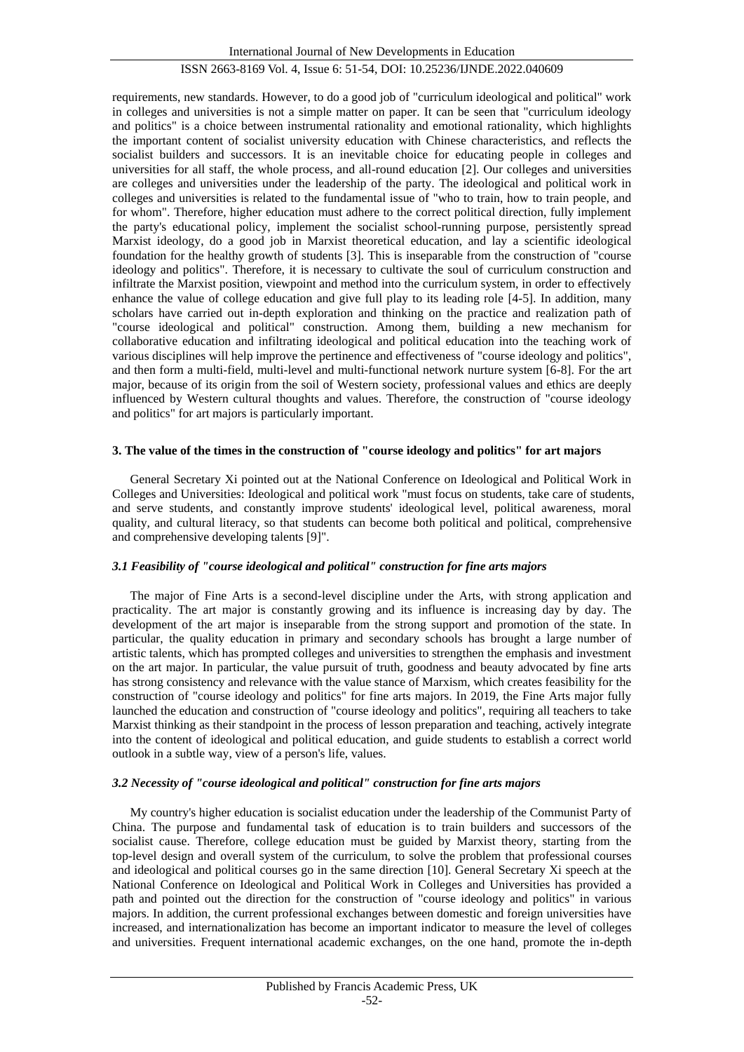requirements, new standards. However, to do a good job of "curriculum ideological and political" work in colleges and universities is not a simple matter on paper. It can be seen that "curriculum ideology and politics" is a choice between instrumental rationality and emotional rationality, which highlights the important content of socialist university education with Chinese characteristics, and reflects the socialist builders and successors. It is an inevitable choice for educating people in colleges and universities for all staff, the whole process, and all-round education [2]. Our colleges and universities are colleges and universities under the leadership of the party. The ideological and political work in colleges and universities is related to the fundamental issue of "who to train, how to train people, and for whom". Therefore, higher education must adhere to the correct political direction, fully implement the party's educational policy, implement the socialist school-running purpose, persistently spread Marxist ideology, do a good job in Marxist theoretical education, and lay a scientific ideological foundation for the healthy growth of students [3]. This is inseparable from the construction of "course ideology and politics". Therefore, it is necessary to cultivate the soul of curriculum construction and infiltrate the Marxist position, viewpoint and method into the curriculum system, in order to effectively enhance the value of college education and give full play to its leading role [4-5]. In addition, many scholars have carried out in-depth exploration and thinking on the practice and realization path of "course ideological and political" construction. Among them, building a new mechanism for collaborative education and infiltrating ideological and political education into the teaching work of various disciplines will help improve the pertinence and effectiveness of "course ideology and politics", and then form a multi-field, multi-level and multi-functional network nurture system [6-8]. For the art major, because of its origin from the soil of Western society, professional values and ethics are deeply influenced by Western cultural thoughts and values. Therefore, the construction of "course ideology and politics" for art majors is particularly important.

## 3. The value of the times in the construction of "course ideology and politics" for art majors

General Secretary Xi pointed out at the National Conference on Ideological and Political Work in Colleges and Universities: Ideological and political work "must focus on students, take care of students, and serve students, and constantly improve students' ideological level, political awareness, moral quality, and cultural literacy, so that students can become both political and political, comprehensive and comprehensive developing talents [9]".

### *3.1 Feasibility of "course ideological and political" construction for fine arts majors*

The major of Fine Arts is a second-level discipline under the Arts, with strong application and practicality. The art major is constantly growing and its influence is increasing day by day. The development of the art major is inseparable from the strong support and promotion of the state. In particular, the quality education in primary and secondary schools has brought a large number of artistic talents, which has prompted colleges and universities to strengthen the emphasis and investment on the art major. In particular, the value pursuit of truth, goodness and beauty advocated by fine arts has strong consistency and relevance with the value stance of Marxism, which creates feasibility for the construction of "course ideology and politics" for fine arts majors. In 2019, the Fine Arts major fully launched the education and construction of "course ideology and politics", requiring all teachers to take Marxist thinking as their standpoint in the process of lesson preparation and teaching, actively integrate into the content of ideological and political education, and guide students to establish a correct world outlook in a subtle way, view of a person's life, values.

### *3.2 Necessity of "course ideological and political" construction for fine arts majors*

My country's higher education is socialist education under the leadership of the Communist Party of China. The purpose and fundamental task of education is to train builders and successors of the socialist cause. Therefore, college education must be guided by Marxist theory, starting from the top-level design and overall system of the curriculum, to solve the problem that professional courses and ideological and political courses go in the same direction [10]. General Secretary Xi speech at the National Conference on Ideological and Political Work in Colleges and Universities has provided a path and pointed out the direction for the construction of "course ideology and politics" in various majors. In addition, the current professional exchanges between domestic and foreign universities have increased, and internationalization has become an important indicator to measure the level of colleges and universities. Frequent international academic exchanges, on the one hand, promote the in-depth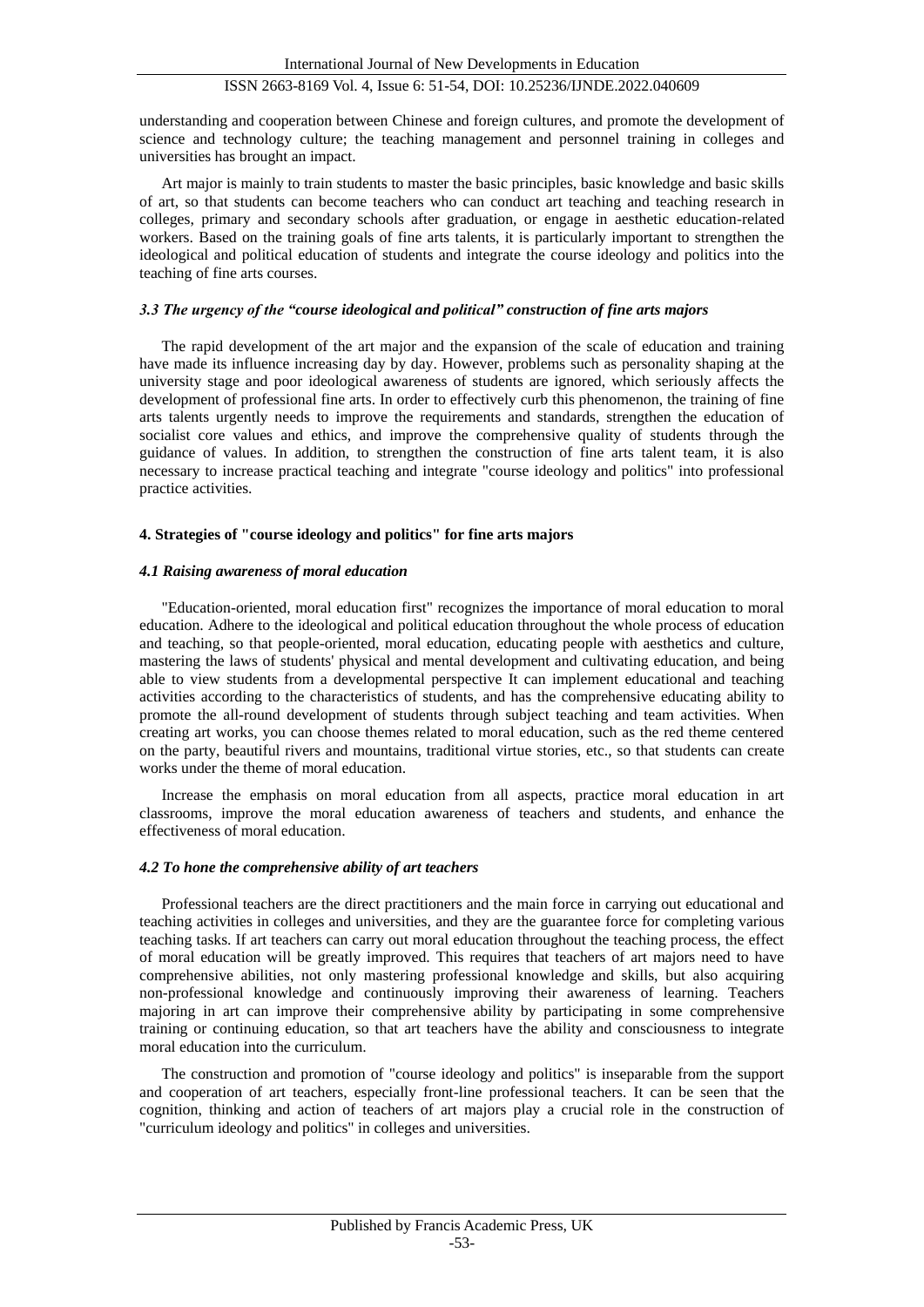understanding and cooperation between Chinese and foreign cultures, and promote the development of science and technology culture; the teaching management and personnel training in colleges and universities has brought an impact.

Art major is mainly to train students to master the basic principles, basic knowledge and basic skills of art, so that students can become teachers who can conduct art teaching and teaching research in colleges, primary and secondary schools after graduation, or engage in aesthetic education-related workers. Based on the training goals of fine arts talents, it is particularly important to strengthen the ideological and political education of students and integrate the course ideology and politics into the teaching of fine arts courses.

### *3.3 The urgency of the "course ideological and political" construction of fine arts majors*

The rapid development of the art major and the expansion of the scale of education and training have made its influence increasing day by day. However, problems such as personality shaping at the university stage and poor ideological awareness of students are ignored, which seriously affects the development of professional fine arts. In order to effectively curb this phenomenon, the training of fine arts talents urgently needs to improve the requirements and standards, strengthen the education of socialist core values and ethics, and improve the comprehensive quality of students through the guidance of values. In addition, to strengthen the construction of fine arts talent team, it is also necessary to increase practical teaching and integrate "course ideology and politics" into professional practice activities.

## **4. Strategies of "course ideology and politics" for fine arts majors**

### *4.1 Raising awareness of moral education*

"Education-oriented, moral education first" recognizes the importance of moral education to moral education. Adhere to the ideological and political education throughout the whole process of education and teaching, so that people-oriented, moral education, educating people with aesthetics and culture, mastering the laws of students' physical and mental development and cultivating education, and being able to view students from a developmental perspective It can implement educational and teaching activities according to the characteristics of students, and has the comprehensive educating ability to promote the all-round development of students through subject teaching and team activities. When creating art works, you can choose themes related to moral education, such as the red theme centered on the party, beautiful rivers and mountains, traditional virtue stories, etc., so that students can create works under the theme of moral education.

Increase the emphasis on moral education from all aspects, practice moral education in art classrooms, improve the moral education awareness of teachers and students, and enhance the effectiveness of moral education.

### *4.2 To hone the comprehensive ability of art teachers*

Professional teachers are the direct practitioners and the main force in carrying out educational and teaching activities in colleges and universities, and they are the guarantee force for completing various teaching tasks. If art teachers can carry out moral education throughout the teaching process, the effect of moral education will be greatly improved. This requires that teachers of art majors need to have comprehensive abilities, not only mastering professional knowledge and skills, but also acquiring non-professional knowledge and continuously improving their awareness of learning. Teachers majoring in art can improve their comprehensive ability by participating in some comprehensive training or continuing education, so that art teachers have the ability and consciousness to integrate moral education into the curriculum.

The construction and promotion of "course ideology and politics" is inseparable from the support and cooperation of art teachers, especially front-line professional teachers. It can be seen that the cognition, thinking and action of teachers of art majors play a crucial role in the construction of "curriculum ideology and politics" in colleges and universities.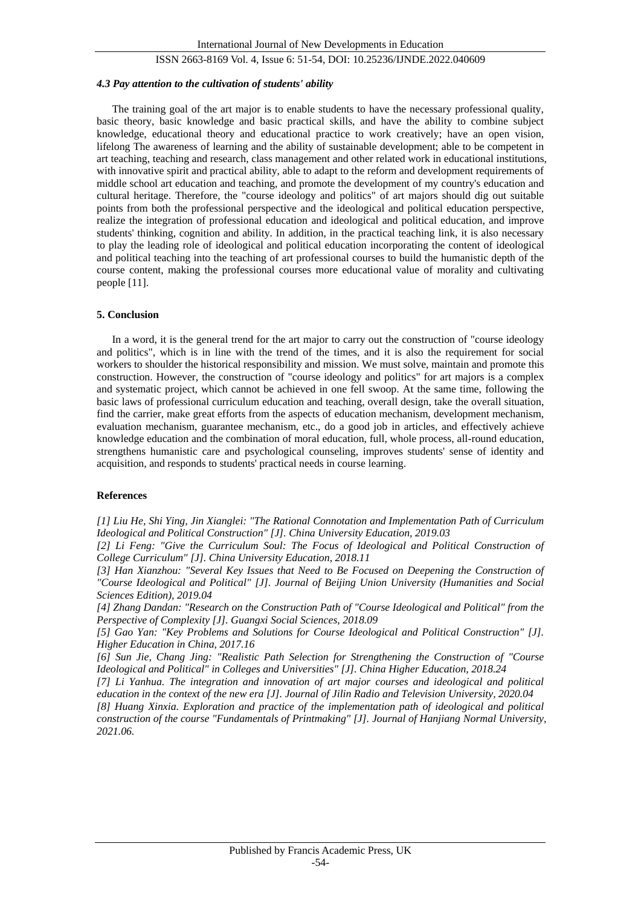### *4.3 Pay attention to the cultivation of students' ability*

The training goal of the art major is to enable students to have the necessary professional quality, basic theory, basic knowledge and basic practical skills, and have the ability to combine subject knowledge, educational theory and educational practice to work creatively; have an open vision, lifelong The awareness of learning and the ability of sustainable development; able to be competent in art teaching, teaching and research, class management and other related work in educational institutions, with innovative spirit and practical ability, able to adapt to the reform and development requirements of middle school art education and teaching, and promote the development of my country's education and cultural heritage. Therefore, the "course ideology and politics" of art majors should dig out suitable points from both the professional perspective and the ideological and political education perspective, realize the integration of professional education and ideological and political education, and improve students' thinking, cognition and ability. In addition, in the practical teaching link, it is also necessary to play the leading role of ideological and political education incorporating the content of ideological and political teaching into the teaching of art professional courses to build the humanistic depth of the course content, making the professional courses more educational value of morality and cultivating people [11].

## 5. Conclusion

In a word, it is the general trend for the art major to carry out the construction of "course ideology and politics", which is in line with the trend of the times, and it is also the requirement for social workers to shoulder the historical responsibility and mission. We must solve, maintain and promote this construction. However, the construction of "course ideology and politics" for art majors is a complex and systematic project, which cannot be achieved in one fell swoop. At the same time, following the basic laws of professional curriculum education and teaching, overall design, take the overall situation, find the carrier, make great efforts from the aspects of education mechanism, development mechanism, evaluation mechanism, guarantee mechanism, etc., do a good job in articles, and effectively achieve knowledge education and the combination of moral education, full, whole process, all-round education, strengthens humanistic care and psychological counseling, improves students' sense of identity and acquisition, and responds to students' practical needs in course learning.

## References

*[1] Liu He, Shi Ying, Jin Xianglei: "The Rational Connotation and Implementation Path of Curriculum Ideological and Political Construction" [J]. China University Education, 2019.03*

*[2] Li Feng: "Give the Curriculum Soul: The Focus of Ideological and Political Construction of College Curriculum" [J]. China University Education, 2018.11*

*[3] Han Xianzhou: "Several Key Issues that Need to Be Focused on Deepening the Construction of "Course Ideological and Political" [J]. Journal of Beijing Union University (Humanities and Social Sciences Edition), 2019.04*

*[4] Zhang Dandan: "Research on the Construction Path of "Course Ideological and Political" from the Perspective of Complexity [J]. Guangxi Social Sciences, 2018.09*

*[5] Gao Yan: "Key Problems and Solutions for Course Ideological and Political Construction" [J]. Higher Education in China, 2017.16*

*[6] Sun Jie, Chang Jing: "Realistic Path Selection for Strengthening the Construction of "Course Ideological and Political" in Colleges and Universities" [J]. China Higher Education, 2018.24*

*[7] Li Yanhua. The integration and innovation of art major courses and ideological and political education in the context of the new era [J]. Journal of Jilin Radio and Television University, 2020.04*

*[8] Huang Xinxia. Exploration and practice of the implementation path of ideological and political construction of the course "Fundamentals of Printmaking" [J]. Journal of Hanjiang Normal University, 2021.06.*